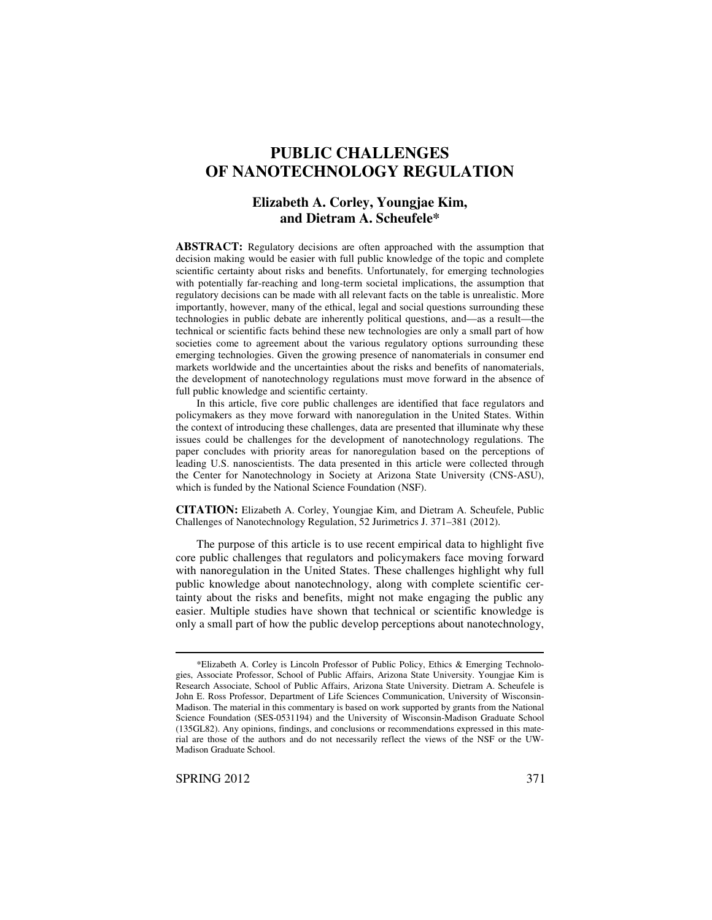# PUBLIC CHALLENGES OF NANOTECHNOLOGY REGULATION

**Elizabeth A. Corley, Youngjae Kim, and Dietram A. Scheufele***

**ABSTRACT:** Regulatory decisions are often approached with the assumption that decision making would be easier with full public knowledge of the topic and complete scientific certainty about risks and benefits. Unfortunately, for emerging technologies with potentially far-reaching and long-term societal implications, the assumption that regulatory decisions can be made with all relevant facts on the table is unrealistic. More importantly, however, many of the ethical, legal and social questions surrounding these technologies in public debate are inherently political questions, and—as a result—the technical or scientific facts behind these new technologies are only a small part of how societies come to agreement about the various regulatory options surrounding these emerging technologies. Given the growing presence of nanomaterials in consumer end markets worldwide and the uncertainties about the risks and benefits of nanomaterials, the development of nanotechnology regulations must move forward in the absence of full public knowledge and scientific certainty.

In this article, five core public challenges are identified that face regulators and policymakers as they move forward with nanoregulation in the United States. Within the context of introducing these challenges, data are presented that illuminate why these issues could be challenges for the development of nanotechnology regulations. The paper concludes with priority areas for nanoregulation based on the perceptions of leading U.S. nanoscientists. The data presented in this article were collected through the Center for Nanotechnology in Society at Arizona State University (CNS-ASU), which is funded by the National Science Foundation (NSF).

**CITATION:** Elizabeth A. Corley, Youngjae Kim, and Dietram A. Scheufele, Public Challenges of Nanotechnology Regulation, 52 Jurimetrics J. 371–381 (2012).

The purpose of this article is to use recent empirical data to highlight five core public challenges that regulators and policymakers face moving forward with nanoregulation in the United States. These challenges highlight why full public knowledge about nanotechnology, along with complete scientific certainty about the risks and benefits, might not make engaging the public any easier. Multiple studies have shown that technical or scientific knowledge is only a small part of how the public develop perceptions about nanotechnology,

---

*Elizabeth A. Corley is Lincoln Professor of Public Policy, Ethics & Emerging Technologies, Associate Professor, School of Public Affairs, Arizona State University. Youngjae Kim is Research Associate, School of Public Affairs, Arizona State University. Dietram A. Scheufele is John E. Ross Professor, Department of Life Sciences Communication, University of Wisconsin-Madison. The material in this commentary is based on work supported by grants from the National Science Foundation (SES-0531194) and the University of Wisconsin-Madison Graduate School (135GL82). Any opinions, findings, and conclusions or recommendations expressed in this material are those of the authors and do not necessarily reflect the views of the NSF or the UW-Madison Graduate School.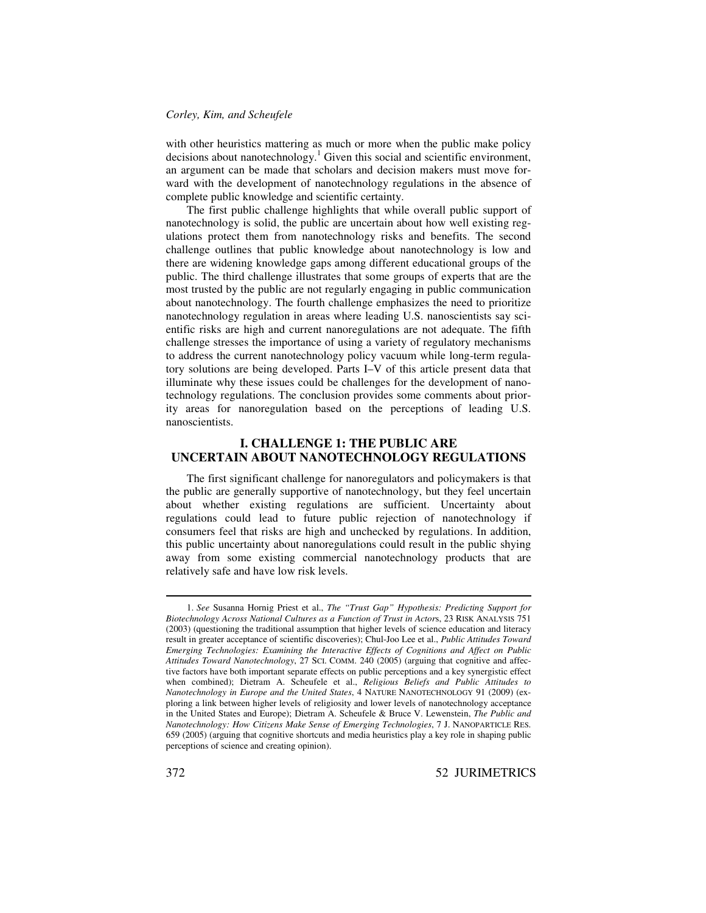with other heuristics mattering as much or more when the public make policy decisions about nanotechnology.[1] Given this social and scientific environment, an argument can be made that scholars and decision makers must move forward with the development of nanotechnology regulations in the absence of complete public knowledge and scientific certainty.

The first public challenge highlights that while overall public support of nanotechnology is solid, the public are uncertain about how well existing regulations protect them from nanotechnology risks and benefits. The second challenge outlines that public knowledge about nanotechnology is low and there are widening knowledge gaps among different educational groups of the public. The third challenge illustrates that some groups of experts that are the most trusted by the public are not regularly engaging in public communication about nanotechnology. The fourth challenge emphasizes the need to prioritize nanotechnology regulation in areas where leading U.S. nanoscientists say scientific risks are high and current nanoregulations are not adequate. The fifth challenge stresses the importance of using a variety of regulatory mechanisms to address the current nanotechnology policy vacuum while long-term regulatory solutions are being developed. Parts I–V of this article present data that illuminate why these issues could be challenges for the development of nanotechnology regulations. The conclusion provides some comments about priority areas for nanoregulation based on the perceptions of leading U.S. nanoscientists.

## I. CHALLENGE 1: THE PUBLIC ARE UNCERTAIN ABOUT NANOTECHNOLOGY REGULATIONS

The first significant challenge for nanoregulators and policymakers is that the public are generally supportive of nanotechnology, but they feel uncertain about whether existing regulations are sufficient. Uncertainty about regulations could lead to future public rejection of nanotechnology if consumers feel that risks are high and unchecked by regulations. In addition, this public uncertainty about nanoregulations could result in the public shying away from some existing commercial nanotechnology products that are relatively safe and have low risk levels.

---

1. *See* Susanna Hornig Priest et al., *The "Trust Gap" Hypothesis: Predicting Support for Biotechnology Across National Cultures as a Function of Trust in Actors*, 23 RISK ANALYSIS 751 (2003) (questioning the traditional assumption that higher levels of science education and literacy result in greater acceptance of scientific discoveries); Chul-Joo Lee et al., *Public Attitudes Toward Emerging Technologies: Examining the Interactive Effects of Cognitions and Affect on Public Attitudes Toward Nanotechnology*, 27 SCI. COMM. 240 (2005) (arguing that cognitive and affective factors have both important separate effects on public perceptions and a key synergistic effect when combined); Dietram A. Scheufele et al., *Religious Beliefs and Public Attitudes to Nanotechnology in Europe and the United States*, 4 NATURE NANOTECHNOLOGY 91 (2009) (exploring a link between higher levels of religiosity and lower levels of nanotechnology acceptance in the United States and Europe); Dietram A. Scheufele & Bruce V. Lewenstein, *The Public and Nanotechnology: How Citizens Make Sense of Emerging Technologies*, 7 J. NANOPARTICLE RES. 659 (2005) (arguing that cognitive shortcuts and media heuristics play a key role in shaping public perceptions of science and creating opinion).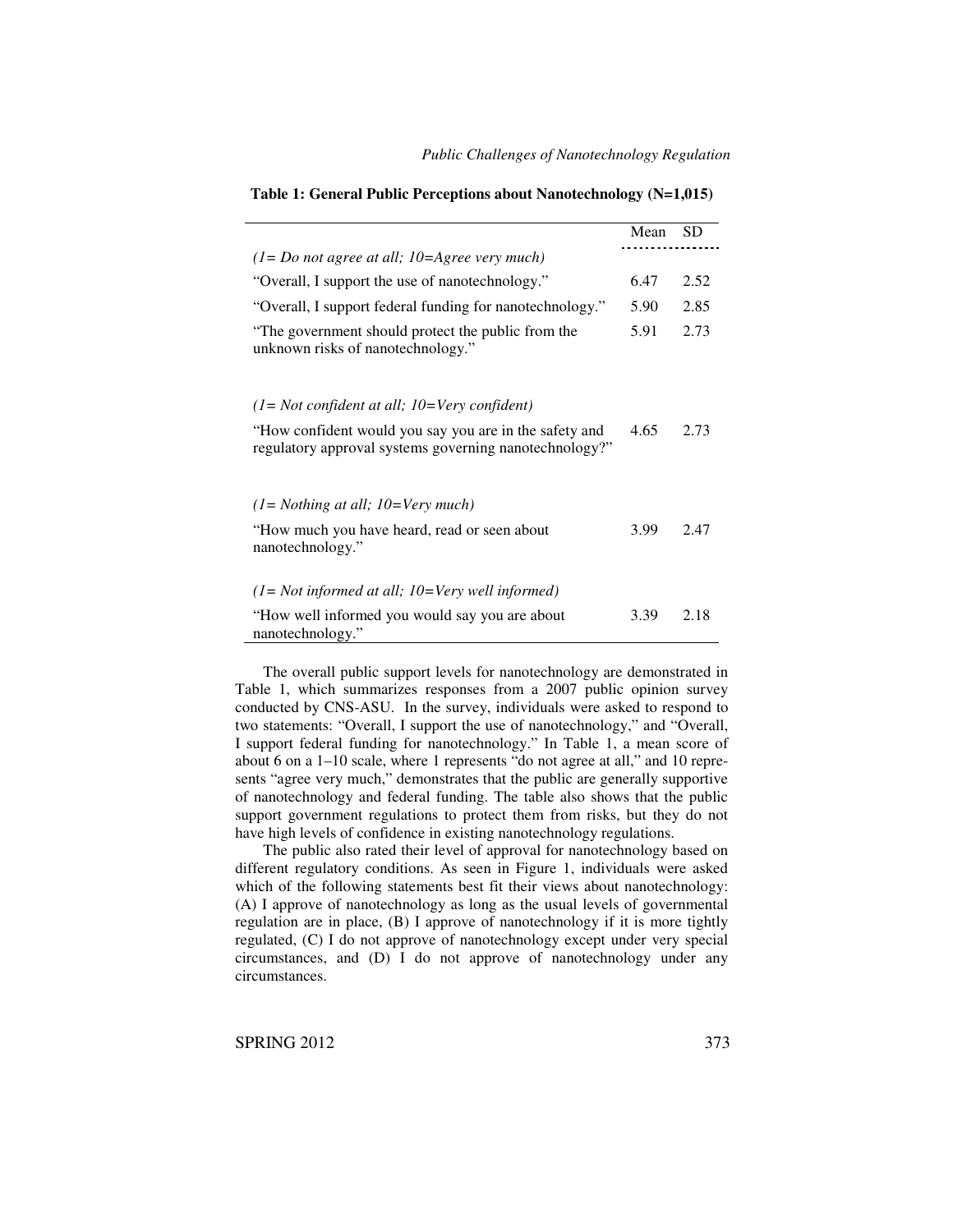**Table 1: General Public Perceptions about Nanotechnology (N=1,015)**

| | Mean | SD |
|---|---|---|
| *(1= Do not agree at all; 10=Agree very much)* | | |
| "Overall, I support the use of nanotechnology." | 6.47 | 2.52 |
| "Overall, I support federal funding for nanotechnology." | 5.90 | 2.85 |
| "The government should protect the public from the unknown risks of nanotechnology." | 5.91 | 2.73 |
| *(1= Not confident at all; 10=Very confident)* | | |
| "How confident would you say you are in the safety and regulatory approval systems governing nanotechnology?" | 4.65 | 2.73 |
| *(1= Nothing at all; 10=Very much)* | | |
| "How much you have heard, read or seen about nanotechnology." | 3.99 | 2.47 |
| *(1= Not informed at all; 10=Very well informed)* | | |
| "How well informed you would say you are about nanotechnology." | 3.39 | 2.18 |

The overall public support levels for nanotechnology are demonstrated in Table 1, which summarizes responses from a 2007 public opinion survey conducted by CNS-ASU. In the survey, individuals were asked to respond to two statements: "Overall, I support the use of nanotechnology," and "Overall, I support federal funding for nanotechnology." In Table 1, a mean score of about 6 on a 1–10 scale, where 1 represents "do not agree at all," and 10 represents "agree very much," demonstrates that the public are generally supportive of nanotechnology and federal funding. The table also shows that the public support government regulations to protect them from risks, but they do not have high levels of confidence in existing nanotechnology regulations.

The public also rated their level of approval for nanotechnology based on different regulatory conditions. As seen in Figure 1, individuals were asked which of the following statements best fit their views about nanotechnology: (A) I approve of nanotechnology as long as the usual levels of governmental regulation are in place, (B) I approve of nanotechnology if it is more tightly regulated, (C) I do not approve of nanotechnology except under very special circumstances, and (D) I do not approve of nanotechnology under any circumstances.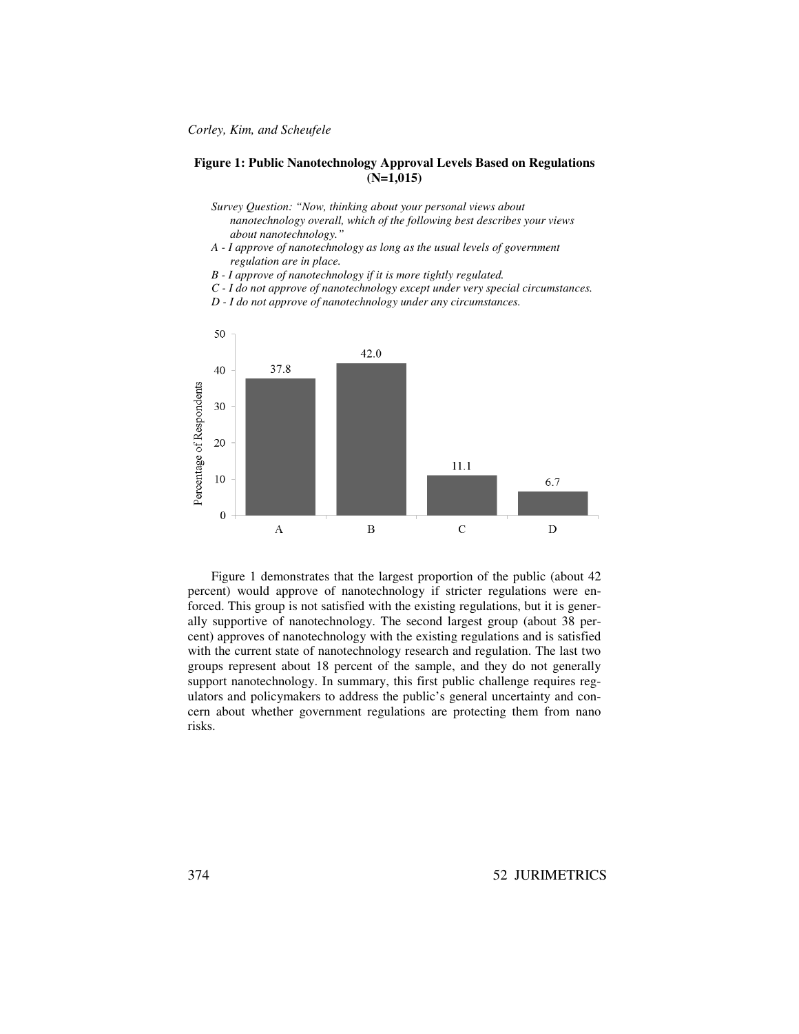**Figure 1: Public Nanotechnology Approval Levels Based on Regulations (N=1,015)**

*Survey Question: "Now, thinking about your personal views about nanotechnology overall, which of the following best describes your views about nanotechnology."*

*A - I approve of nanotechnology as long as the usual levels of government regulation are in place.*

*B - I approve of nanotechnology if it is more tightly regulated.*

*C - I do not approve of nanotechnology except under very special circumstances.*

*D - I do not approve of nanotechnology under any circumstances.*

| Response | Percentage of Respondents |
| --- | --- |
| A | 37.8 |
| B | 42.0 |
| C | 11.1 |
| D | 6.7 |

Figure 1 demonstrates that the largest proportion of the public (about 42 percent) would approve of nanotechnology if stricter regulations were enforced. This group is not satisfied with the existing regulations, but it is generally supportive of nanotechnology. The second largest group (about 38 percent) approves of nanotechnology with the existing regulations and is satisfied with the current state of nanotechnology research and regulation. The last two groups represent about 18 percent of the sample, and they do not generally support nanotechnology. In summary, this first public challenge requires regulators and policymakers to address the public's general uncertainty and concern about whether government regulations are protecting them from nano risks.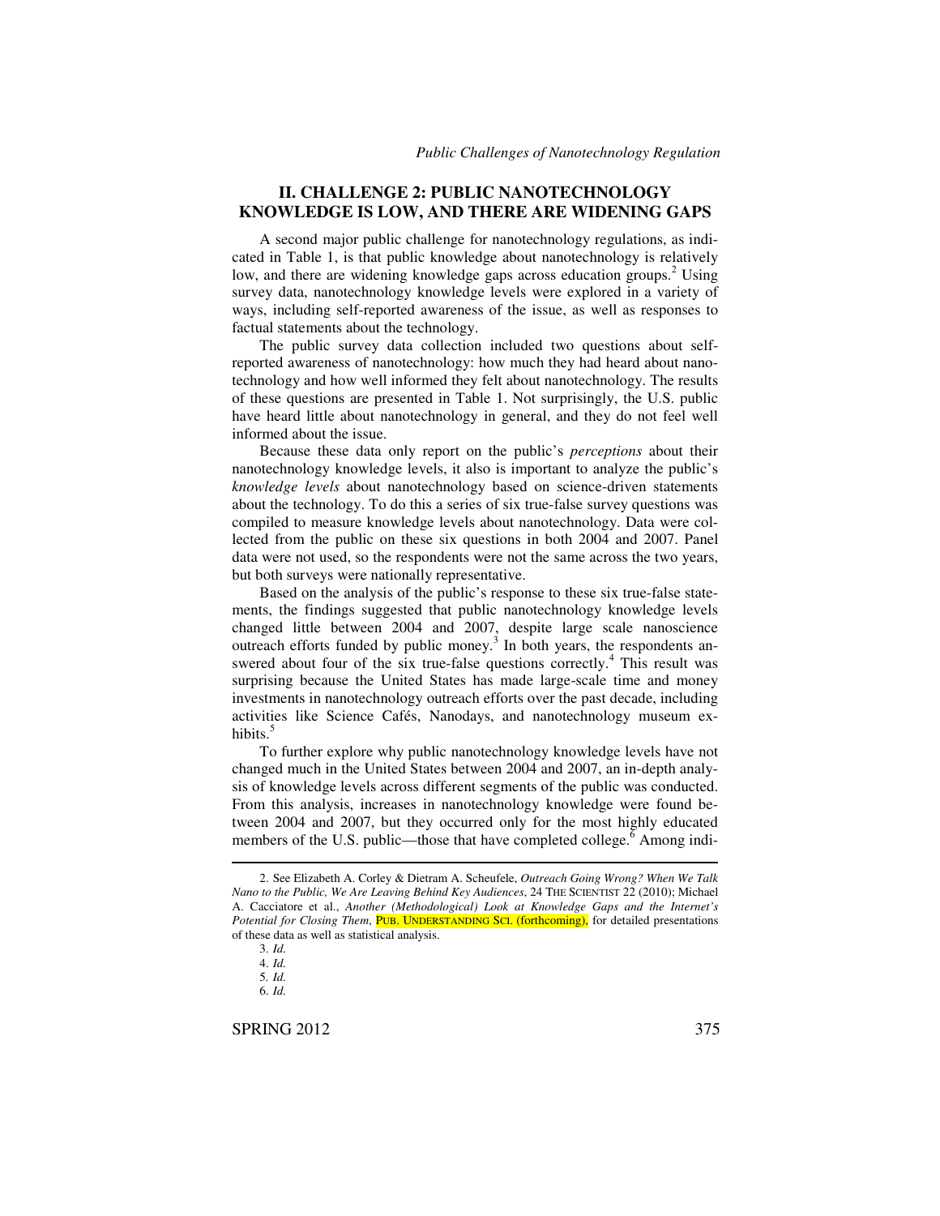## II. CHALLENGE 2: PUBLIC NANOTECHNOLOGY KNOWLEDGE IS LOW, AND THERE ARE WIDENING GAPS

A second major public challenge for nanotechnology regulations, as indicated in Table 1, is that public knowledge about nanotechnology is relatively low, and there are widening knowledge gaps across education groups.[2] Using survey data, nanotechnology knowledge levels were explored in a variety of ways, including self-reported awareness of the issue, as well as responses to factual statements about the technology.

The public survey data collection included two questions about self-reported awareness of nanotechnology: how much they had heard about nanotechnology and how well informed they felt about nanotechnology. The results of these questions are presented in Table 1. Not surprisingly, the U.S. public have heard little about nanotechnology in general, and they do not feel well informed about the issue.

Because these data only report on the public's *perceptions* about their nanotechnology knowledge levels, it also is important to analyze the public's *knowledge levels* about nanotechnology based on science-driven statements about the technology. To do this a series of six true-false survey questions was compiled to measure knowledge levels about nanotechnology. Data were collected from the public on these six questions in both 2004 and 2007. Panel data were not used, so the respondents were not the same across the two years, but both surveys were nationally representative.

Based on the analysis of the public's response to these six true-false statements, the findings suggested that public nanotechnology knowledge levels changed little between 2004 and 2007, despite large scale nanoscience outreach efforts funded by public money.[3] In both years, the respondents answered about four of the six true-false questions correctly.[4] This result was surprising because the United States has made large-scale time and money investments in nanotechnology outreach efforts over the past decade, including activities like Science Cafés, Nanodays, and nanotechnology museum exhibits.[5]

To further explore why public nanotechnology knowledge levels have not changed much in the United States between 2004 and 2007, an in-depth analysis of knowledge levels across different segments of the public was conducted. From this analysis, increases in nanotechnology knowledge were found between 2004 and 2007, but they occurred only for the most highly educated members of the U.S. public—those that have completed college.[6] Among indi-

---

2. See Elizabeth A. Corley & Dietram A. Scheufele, *Outreach Going Wrong? When We Talk Nano to the Public, We Are Leaving Behind Key Audiences*, 24 THE SCIENTIST 22 (2010); Michael A. Cacciatore et al., *Another (Methodological) Look at Knowledge Gaps and the Internet's Potential for Closing Them*, PUB. UNDERSTANDING SCI. (forthcoming), for detailed presentations of these data as well as statistical analysis.

3. *Id.*

4. *Id.*

5. *Id.*

6. *Id.*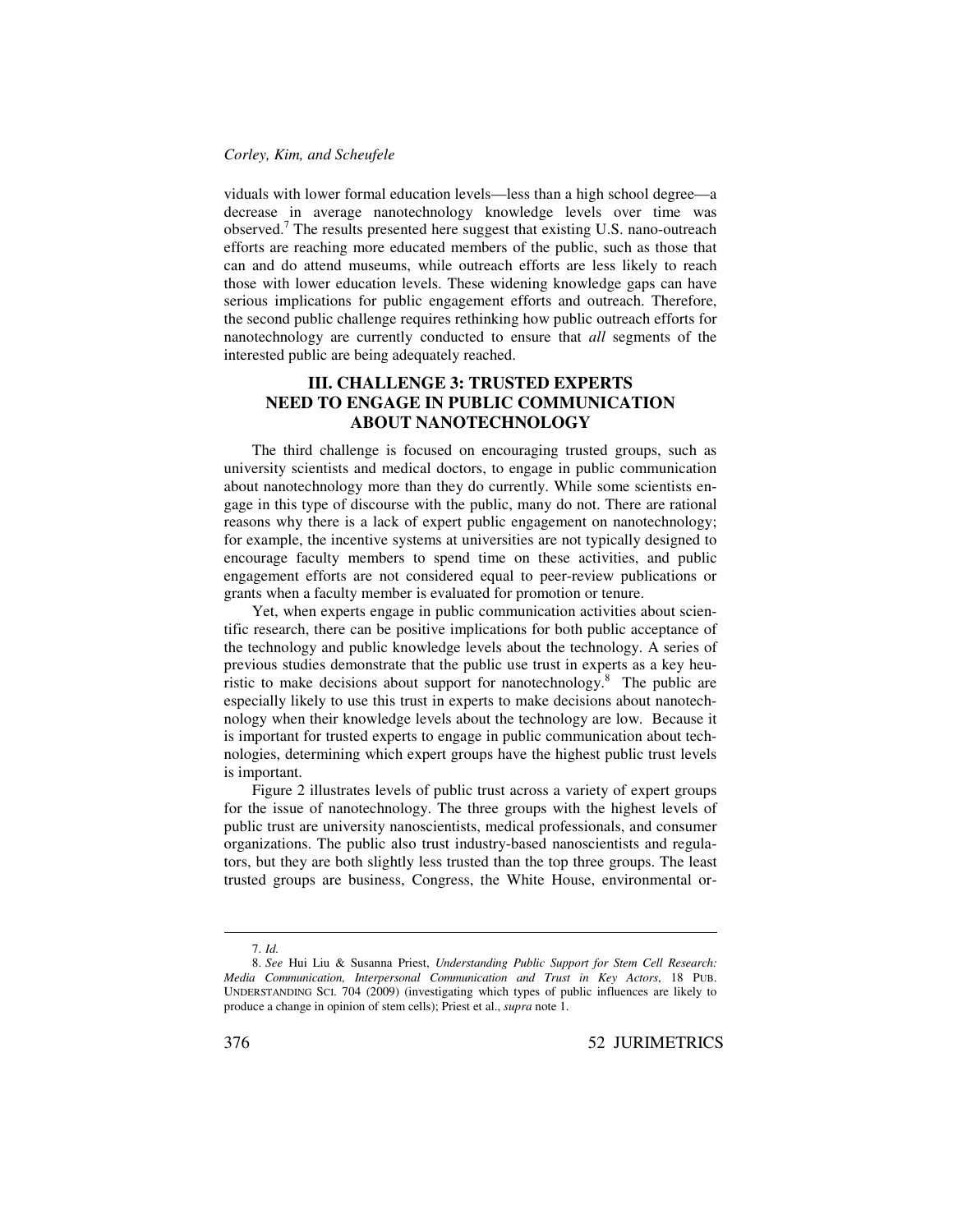viduals with lower formal education levels—less than a high school degree—a decrease in average nanotechnology knowledge levels over time was observed.[7] The results presented here suggest that existing U.S. nano-outreach efforts are reaching more educated members of the public, such as those that can and do attend museums, while outreach efforts are less likely to reach those with lower education levels. These widening knowledge gaps can have serious implications for public engagement efforts and outreach. Therefore, the second public challenge requires rethinking how public outreach efforts for nanotechnology are currently conducted to ensure that *all* segments of the interested public are being adequately reached.

## III. CHALLENGE 3: TRUSTED EXPERTS NEED TO ENGAGE IN PUBLIC COMMUNICATION ABOUT NANOTECHNOLOGY

The third challenge is focused on encouraging trusted groups, such as university scientists and medical doctors, to engage in public communication about nanotechnology more than they do currently. While some scientists engage in this type of discourse with the public, many do not. There are rational reasons why there is a lack of expert public engagement on nanotechnology; for example, the incentive systems at universities are not typically designed to encourage faculty members to spend time on these activities, and public engagement efforts are not considered equal to peer-review publications or grants when a faculty member is evaluated for promotion or tenure.

Yet, when experts engage in public communication activities about scientific research, there can be positive implications for both public acceptance of the technology and public knowledge levels about the technology. A series of previous studies demonstrate that the public use trust in experts as a key heuristic to make decisions about support for nanotechnology.[8] The public are especially likely to use this trust in experts to make decisions about nanotechnology when their knowledge levels about the technology are low. Because it is important for trusted experts to engage in public communication about technologies, determining which expert groups have the highest public trust levels is important.

Figure 2 illustrates levels of public trust across a variety of expert groups for the issue of nanotechnology. The three groups with the highest levels of public trust are university nanoscientists, medical professionals, and consumer organizations. The public also trust industry-based nanoscientists and regulators, but they are both slightly less trusted than the top three groups. The least trusted groups are business, Congress, the White House, environmental or-

---

7. *Id.*

8. *See* Hui Liu & Susanna Priest, *Understanding Public Support for Stem Cell Research: Media Communication, Interpersonal Communication and Trust in Key Actors*, 18 PUB. UNDERSTANDING SCI. 704 (2009) (investigating which types of public influences are likely to produce a change in opinion of stem cells); Priest et al., *supra* note 1.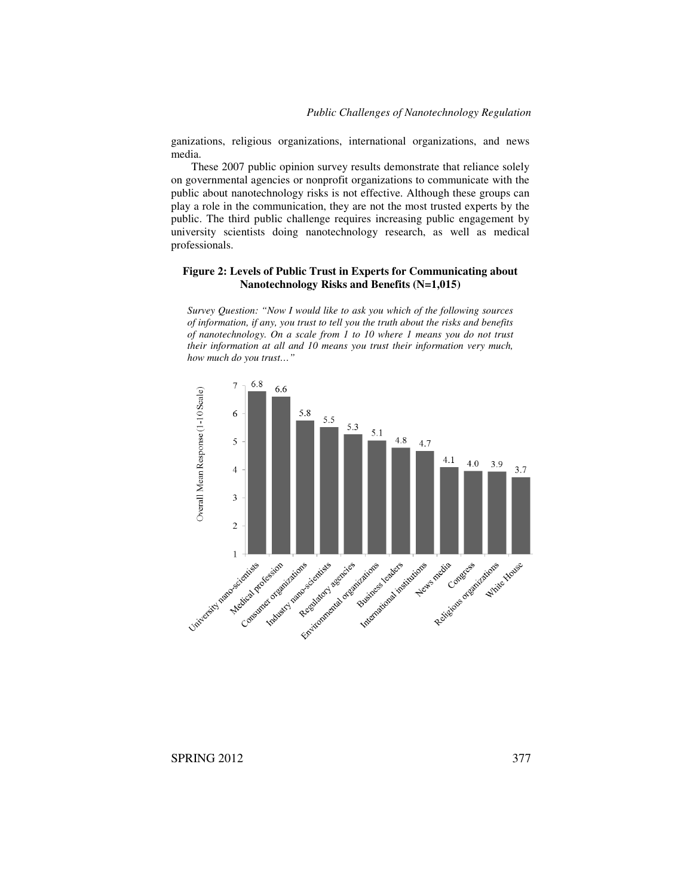ganizations, religious organizations, international organizations, and news media.

These 2007 public opinion survey results demonstrate that reliance solely on governmental agencies or nonprofit organizations to communicate with the public about nanotechnology risks is not effective. Although these groups can play a role in the communication, they are not the most trusted experts by the public. The third public challenge requires increasing public engagement by university scientists doing nanotechnology research, as well as medical professionals.

**Figure 2: Levels of Public Trust in Experts for Communicating about Nanotechnology Risks and Benefits (N=1,015)**

*Survey Question: "Now I would like to ask you which of the following sources of information, if any, you trust to tell you the truth about the risks and benefits of nanotechnology. On a scale from 1 to 10 where 1 means you do not trust their information at all and 10 means you trust their information very much, how much do you trust…"*

| Source | Overall Mean Response (1-10 Scale) |
|---|---|
| University nano-scientists | 6.8 |
| Medical profession | 6.6 |
| Consumer organizations | 5.8 |
| Industry nano-scientists | 5.5 |
| Regulatory agencies | 5.3 |
| Environmental organizations | 5.1 |
| Business leaders | 4.8 |
| International institutions | 4.7 |
| News media | 4.1 |
| Congress | 4.0 |
| Religious organizations | 3.9 |
| White House | 3.7 |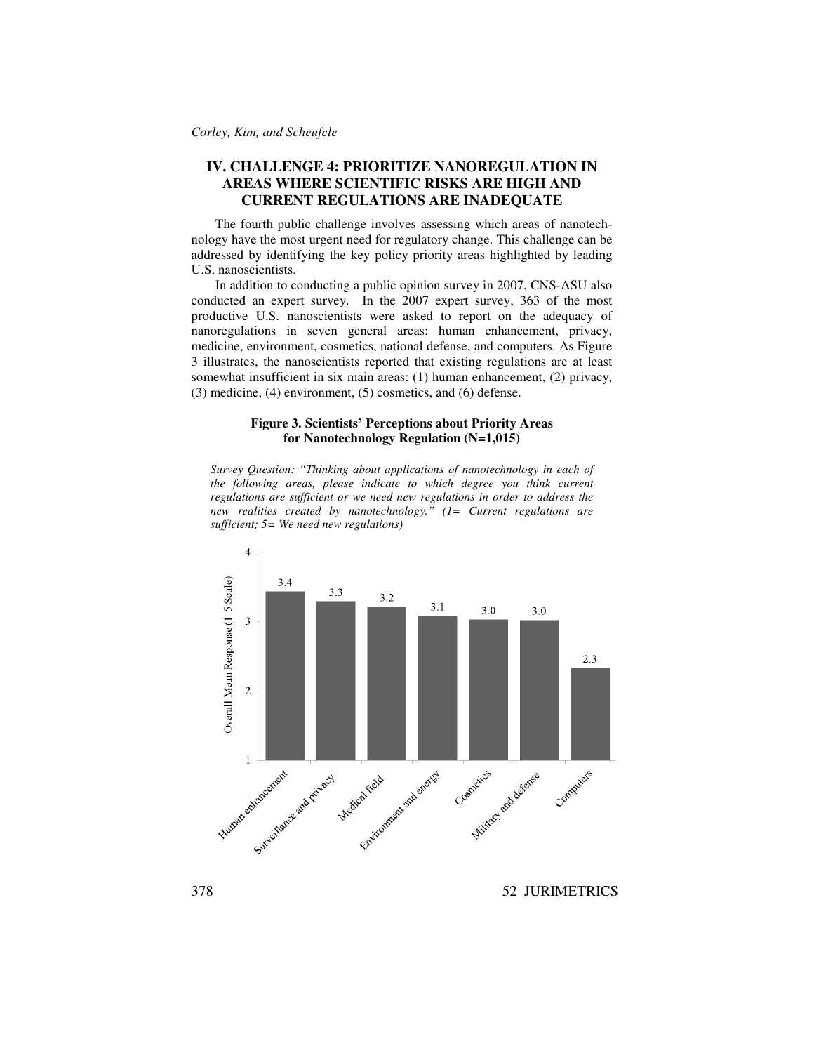## IV. CHALLENGE 4: PRIORITIZE NANOREGULATION IN AREAS WHERE SCIENTIFIC RISKS ARE HIGH AND CURRENT REGULATIONS ARE INADEQUATE

The fourth public challenge involves assessing which areas of nanotechnology have the most urgent need for regulatory change. This challenge can be addressed by identifying the key policy priority areas highlighted by leading U.S. nanoscientists.

In addition to conducting a public opinion survey in 2007, CNS-ASU also conducted an expert survey. In the 2007 expert survey, 363 of the most productive U.S. nanoscientists were asked to report on the adequacy of nanoregulations in seven general areas: human enhancement, privacy, medicine, environment, cosmetics, national defense, and computers. As Figure 3 illustrates, the nanoscientists reported that existing regulations are at least somewhat insufficient in six main areas: (1) human enhancement, (2) privacy, (3) medicine, (4) environment, (5) cosmetics, and (6) defense.

**Figure 3. Scientists' Perceptions about Priority Areas for Nanotechnology Regulation (N=1,015)**

*Survey Question: "Thinking about applications of nanotechnology in each of the following areas, please indicate to which degree you think current regulations are sufficient or we need new regulations in order to address the new realities created by nanotechnology." (1= Current regulations are sufficient; 5= We need new regulations)*

| Area | Overall Mean Response (1-5 Scale) |
|---|---|
| Human enhancement | 3.4 |
| Surveillance and privacy | 3.3 |
| Medical field | 3.2 |
| Environment and energy | 3.1 |
| Cosmetics | 3.0 |
| Military and defense | 3.0 |
| Computers | 2.3 |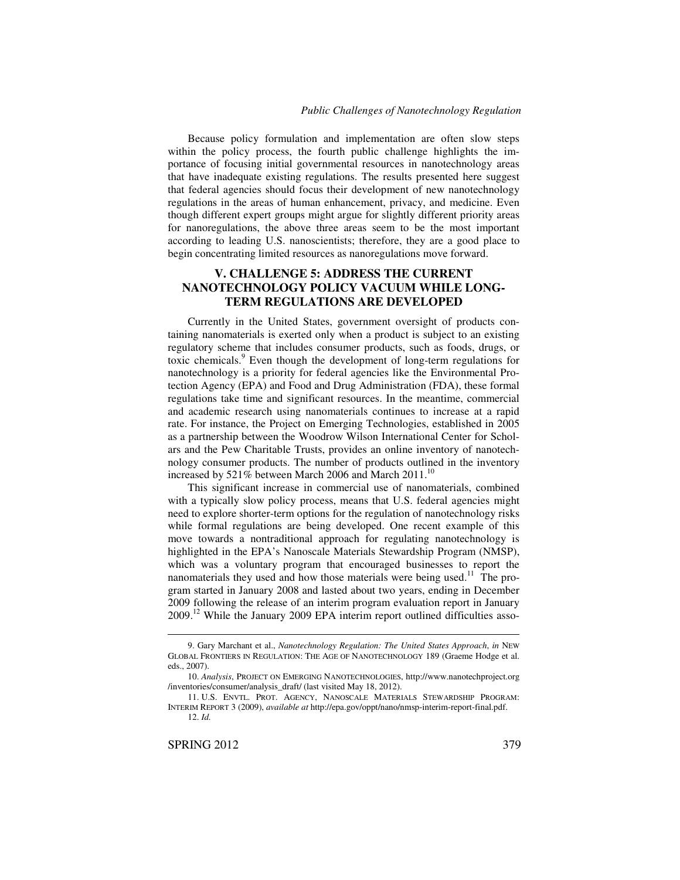Because policy formulation and implementation are often slow steps within the policy process, the fourth public challenge highlights the importance of focusing initial governmental resources in nanotechnology areas that have inadequate existing regulations. The results presented here suggest that federal agencies should focus their development of new nanotechnology regulations in the areas of human enhancement, privacy, and medicine. Even though different expert groups might argue for slightly different priority areas for nanoregulations, the above three areas seem to be the most important according to leading U.S. nanoscientists; therefore, they are a good place to begin concentrating limited resources as nanoregulations move forward.

## V. CHALLENGE 5: ADDRESS THE CURRENT NANOTECHNOLOGY POLICY VACUUM WHILE LONG-TERM REGULATIONS ARE DEVELOPED

Currently in the United States, government oversight of products containing nanomaterials is exerted only when a product is subject to an existing regulatory scheme that includes consumer products, such as foods, drugs, or toxic chemicals.[9] Even though the development of long-term regulations for nanotechnology is a priority for federal agencies like the Environmental Protection Agency (EPA) and Food and Drug Administration (FDA), these formal regulations take time and significant resources. In the meantime, commercial and academic research using nanomaterials continues to increase at a rapid rate. For instance, the Project on Emerging Technologies, established in 2005 as a partnership between the Woodrow Wilson International Center for Scholars and the Pew Charitable Trusts, provides an online inventory of nanotechnology consumer products. The number of products outlined in the inventory increased by 521% between March 2006 and March 2011.[10]

This significant increase in commercial use of nanomaterials, combined with a typically slow policy process, means that U.S. federal agencies might need to explore shorter-term options for the regulation of nanotechnology risks while formal regulations are being developed. One recent example of this move towards a nontraditional approach for regulating nanotechnology is highlighted in the EPA's Nanoscale Materials Stewardship Program (NMSP), which was a voluntary program that encouraged businesses to report the nanomaterials they used and how those materials were being used.[11] The program started in January 2008 and lasted about two years, ending in December 2009 following the release of an interim program evaluation report in January 2009.[12] While the January 2009 EPA interim report outlined difficulties asso-

---

9. Gary Marchant et al., *Nanotechnology Regulation: The United States Approach*, *in* NEW GLOBAL FRONTIERS IN REGULATION: THE AGE OF NANOTECHNOLOGY 189 (Graeme Hodge et al. eds., 2007).

10. *Analysis*, PROJECT ON EMERGING NANOTECHNOLOGIES, http://www.nanotechproject.org/inventories/consumer/analysis_draft/ (last visited May 18, 2012).

11. U.S. ENVTL. PROT. AGENCY, NANOSCALE MATERIALS STEWARDSHIP PROGRAM: INTERIM REPORT 3 (2009), *available at* http://epa.gov/oppt/nano/nmsp-interim-report-final.pdf.

12. *Id.*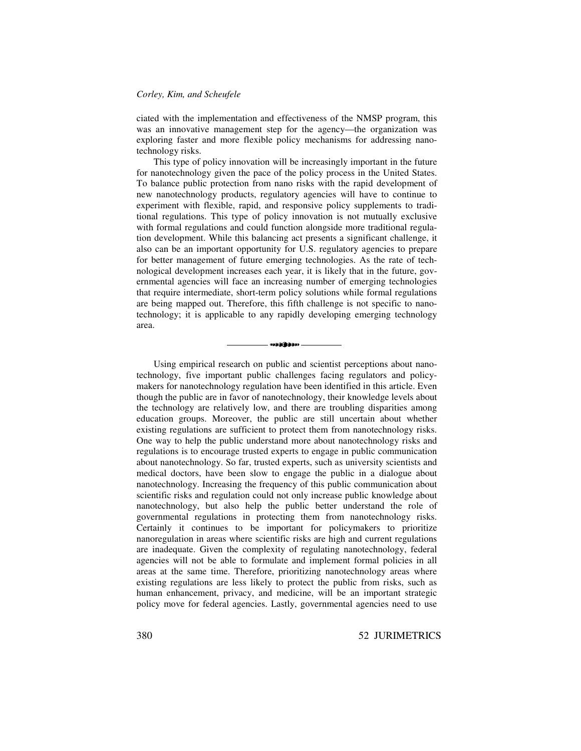ciated with the implementation and effectiveness of the NMSP program, this was an innovative management step for the agency—the organization was exploring faster and more flexible policy mechanisms for addressing nanotechnology risks.

This type of policy innovation will be increasingly important in the future for nanotechnology given the pace of the policy process in the United States. To balance public protection from nano risks with the rapid development of new nanotechnology products, regulatory agencies will have to continue to experiment with flexible, rapid, and responsive policy supplements to traditional regulations. This type of policy innovation is not mutually exclusive with formal regulations and could function alongside more traditional regulation development. While this balancing act presents a significant challenge, it also can be an important opportunity for U.S. regulatory agencies to prepare for better management of future emerging technologies. As the rate of technological development increases each year, it is likely that in the future, governmental agencies will face an increasing number of emerging technologies that require intermediate, short-term policy solutions while formal regulations are being mapped out. Therefore, this fifth challenge is not specific to nanotechnology; it is applicable to any rapidly developing emerging technology area.

---

Using empirical research on public and scientist perceptions about nanotechnology, five important public challenges facing regulators and policymakers for nanotechnology regulation have been identified in this article. Even though the public are in favor of nanotechnology, their knowledge levels about the technology are relatively low, and there are troubling disparities among education groups. Moreover, the public are still uncertain about whether existing regulations are sufficient to protect them from nanotechnology risks. One way to help the public understand more about nanotechnology risks and regulations is to encourage trusted experts to engage in public communication about nanotechnology. So far, trusted experts, such as university scientists and medical doctors, have been slow to engage the public in a dialogue about nanotechnology. Increasing the frequency of this public communication about scientific risks and regulation could not only increase public knowledge about nanotechnology, but also help the public better understand the role of governmental regulations in protecting them from nanotechnology risks. Certainly it continues to be important for policymakers to prioritize nanoregulation in areas where scientific risks are high and current regulations are inadequate. Given the complexity of regulating nanotechnology, federal agencies will not be able to formulate and implement formal policies in all areas at the same time. Therefore, prioritizing nanotechnology areas where existing regulations are less likely to protect the public from risks, such as human enhancement, privacy, and medicine, will be an important strategic policy move for federal agencies. Lastly, governmental agencies need to use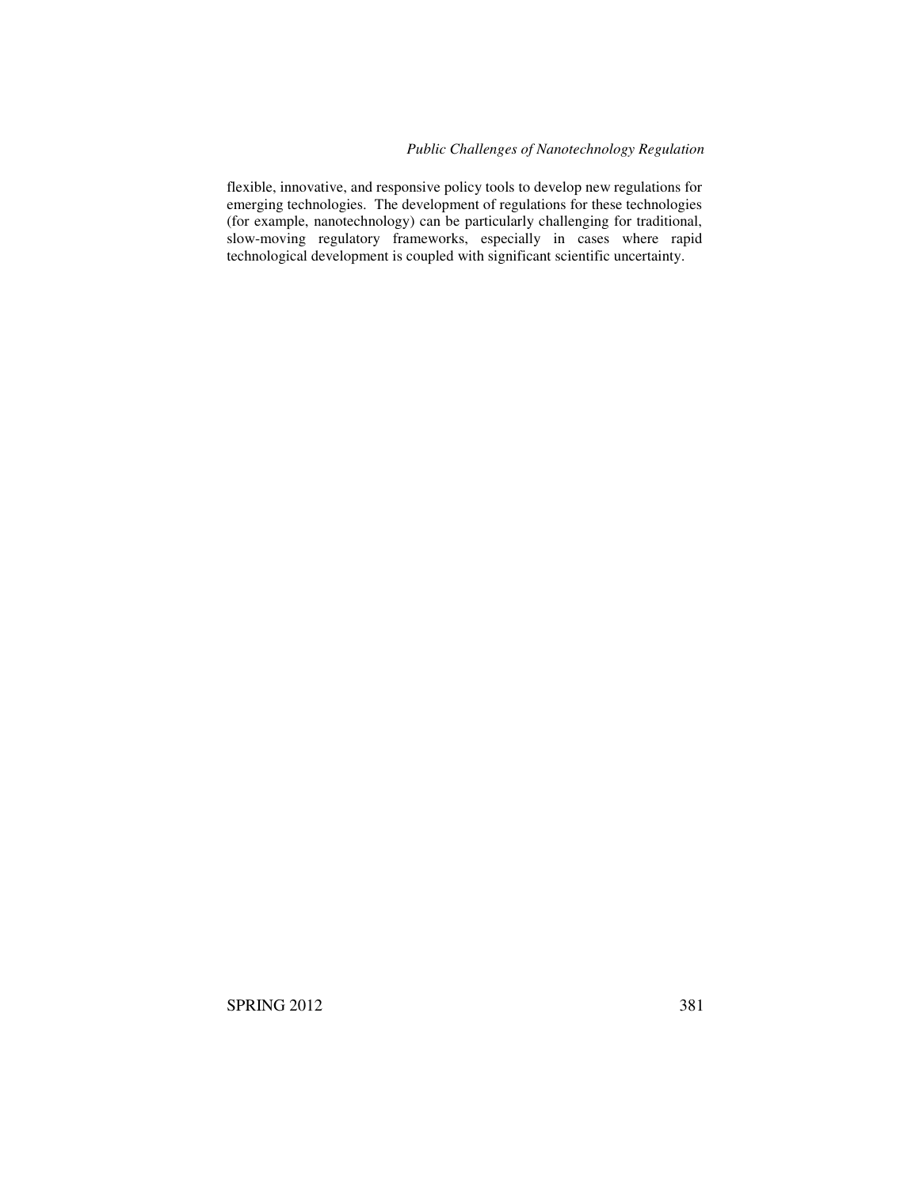flexible, innovative, and responsive policy tools to develop new regulations for emerging technologies. The development of regulations for these technologies (for example, nanotechnology) can be particularly challenging for traditional, slow-moving regulatory frameworks, especially in cases where rapid technological development is coupled with significant scientific uncertainty.